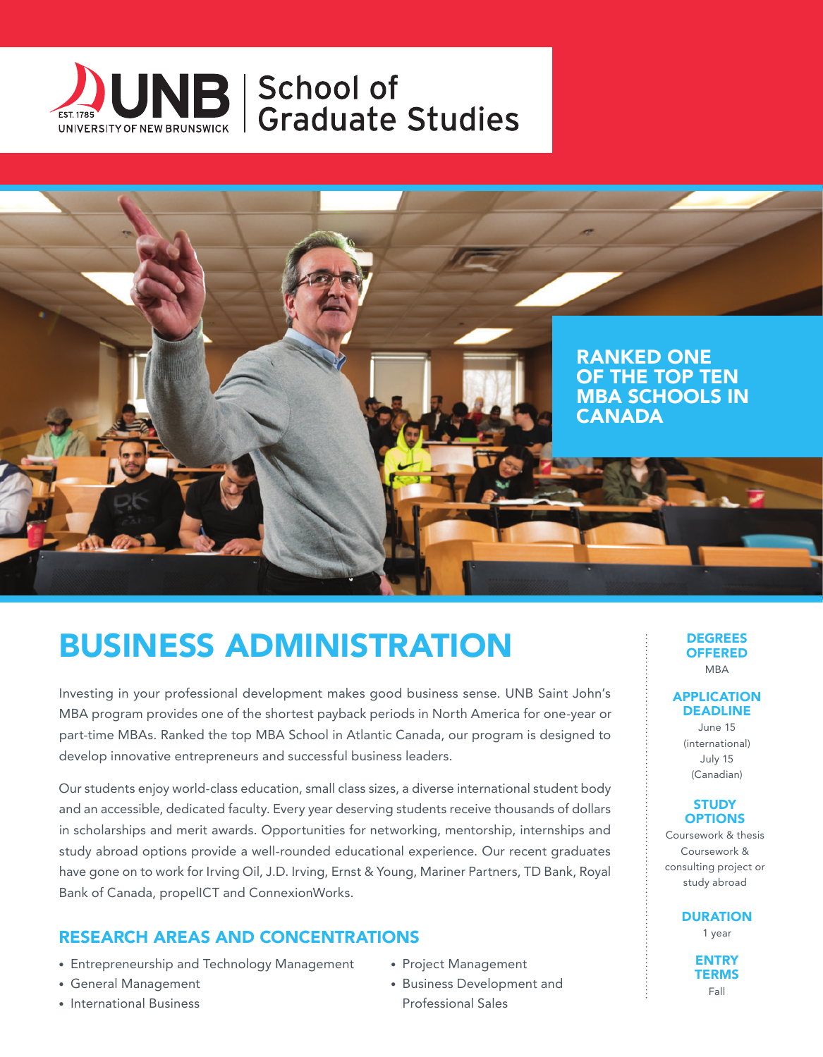UNB UNIVERSITY OF NEW BRUNSWICK EST. 1785 | School of Graduate Studies

RANKED ONE OF THE TOP TEN MBA SCHOOLS IN CANADA

# BUSINESS ADMINISTRATION

Investing in your professional development makes good business sense. UNB Saint John's MBA program provides one of the shortest payback periods in North America for one-year or part-time MBAs. Ranked the top MBA School in Atlantic Canada, our program is designed to develop innovative entrepreneurs and successful business leaders.

Our students enjoy world-class education, small class sizes, a diverse international student body and an accessible, dedicated faculty. Every year deserving students receive thousands of dollars in scholarships and merit awards. Opportunities for networking, mentorship, internships and study abroad options provide a well-rounded educational experience. Our recent graduates have gone on to work for Irving Oil, J.D. Irving, Ernst & Young, Mariner Partners, TD Bank, Royal Bank of Canada, propelICT and ConnexionWorks.

## RESEARCH AREAS AND CONCENTRATIONS

- Entrepreneurship and Technology Management
- General Management
- International Business
- Project Management
- Business Development and Professional Sales

### DEGREES OFFERED

MBA

### APPLICATION DEADLINE

June 15 (international)
July 15 (Canadian)

### STUDY OPTIONS

Coursework & thesis
Coursework & consulting project or study abroad

### DURATION

1 year

### ENTRY TERMS

Fall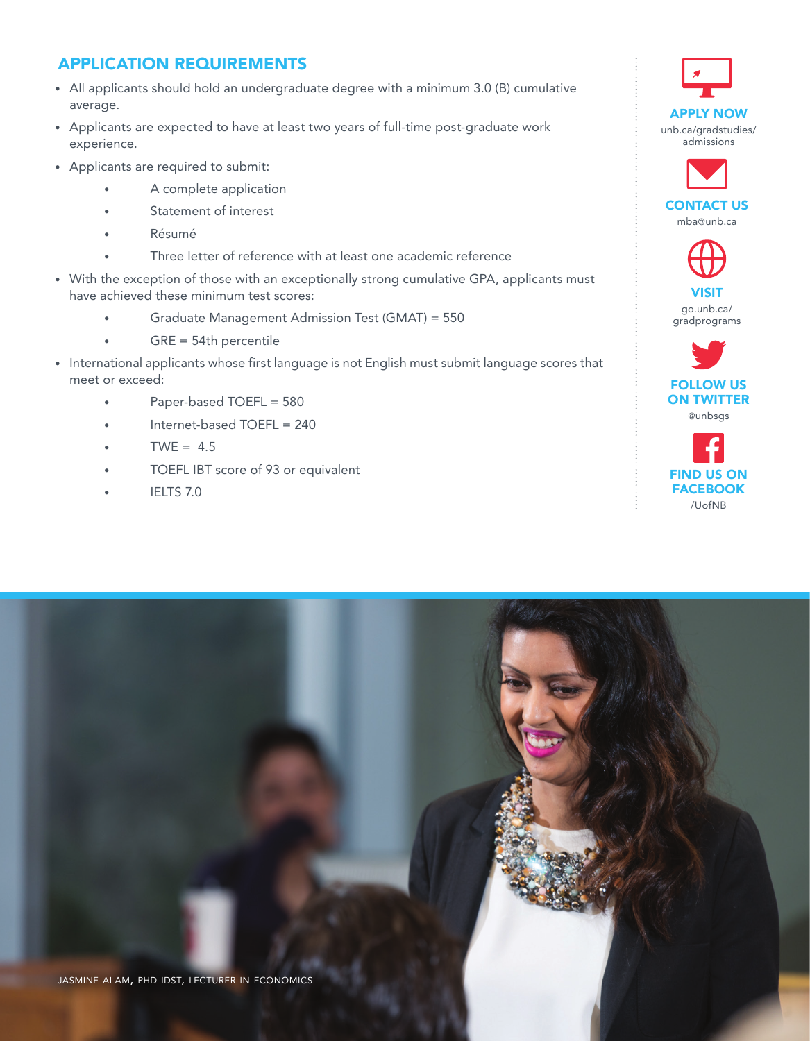## APPLICATION REQUIREMENTS

- All applicants should hold an undergraduate degree with a minimum 3.0 (B) cumulative average.
- Applicants are expected to have at least two years of full-time post-graduate work experience.
- Applicants are required to submit:
    - A complete application
    - Statement of interest
    - Résumé
    - Three letter of reference with at least one academic reference
- With the exception of those with an exceptionally strong cumulative GPA, applicants must have achieved these minimum test scores:
    - Graduate Management Admission Test (GMAT) = 550
    - GRE = 54th percentile
- International applicants whose first language is not English must submit language scores that meet or exceed:
    - Paper-based TOEFL = 580
    - Internet-based TOEFL = 240
    - TWE = 4.5
    - TOEFL IBT score of 93 or equivalent
    - IELTS 7.0

**APPLY NOW**
unb.ca/gradstudies/admissions

**CONTACT US**
mba@unb.ca

**VISIT**
go.unb.ca/gradprograms

**FOLLOW US ON TWITTER**
@unbsgs

**FIND US ON FACEBOOK**
/UofNB

JASMINE ALAM, PHD IDST, LECTURER IN ECONOMICS